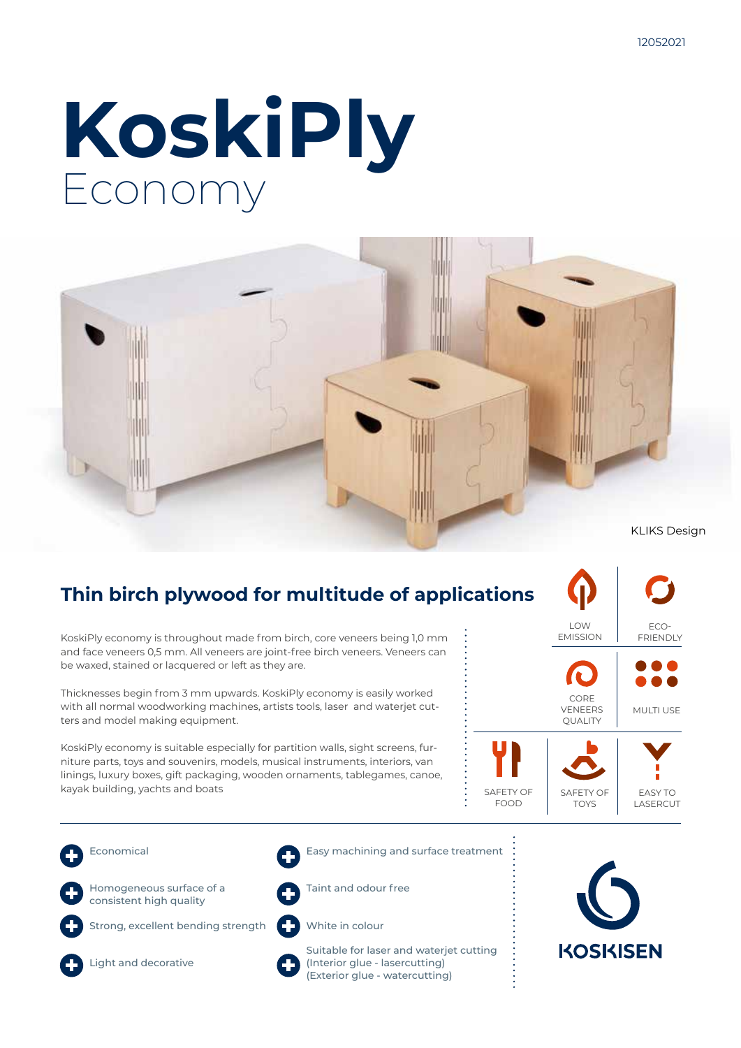12052021

# KoskiPly

## Economy

KLIKS Design

## Thin birch plywood for multitude of applications

KoskiPly economy is throughout made from birch, core veneers being 1,0 mm and face veneers 0,5 mm. All veneers are joint-free birch veneers. Veneers can be waxed, stained or lacquered or left as they are.

Thicknesses begin from 3 mm upwards. KoskiPly economy is easily worked with all normal woodworking machines, artists tools, laser and waterjet cutters and model making equipment.

KoskiPly economy is suitable especially for partition walls, sight screens, furniture parts, toys and souvenirs, models, musical instruments, interiors, van linings, luxury boxes, gift packaging, wooden ornaments, tablegames, canoe, kayak building, yachts and boats

LOW EMISSION

ECO-FRIENDLY

CORE VENEERS QUALITY

MULTI USE

SAFETY OF FOOD

SAFETY OF TOYS

EASY TO LASERCUT

- Economical
- Homogeneous surface of a consistent high quality
- Strong, excellent bending strength
- Light and decorative
- Easy machining and surface treatment
- Taint and odour free
- White in colour
- Suitable for laser and waterjet cutting (Interior glue - lasercutting) (Exterior glue - watercutting)

KOSKISEN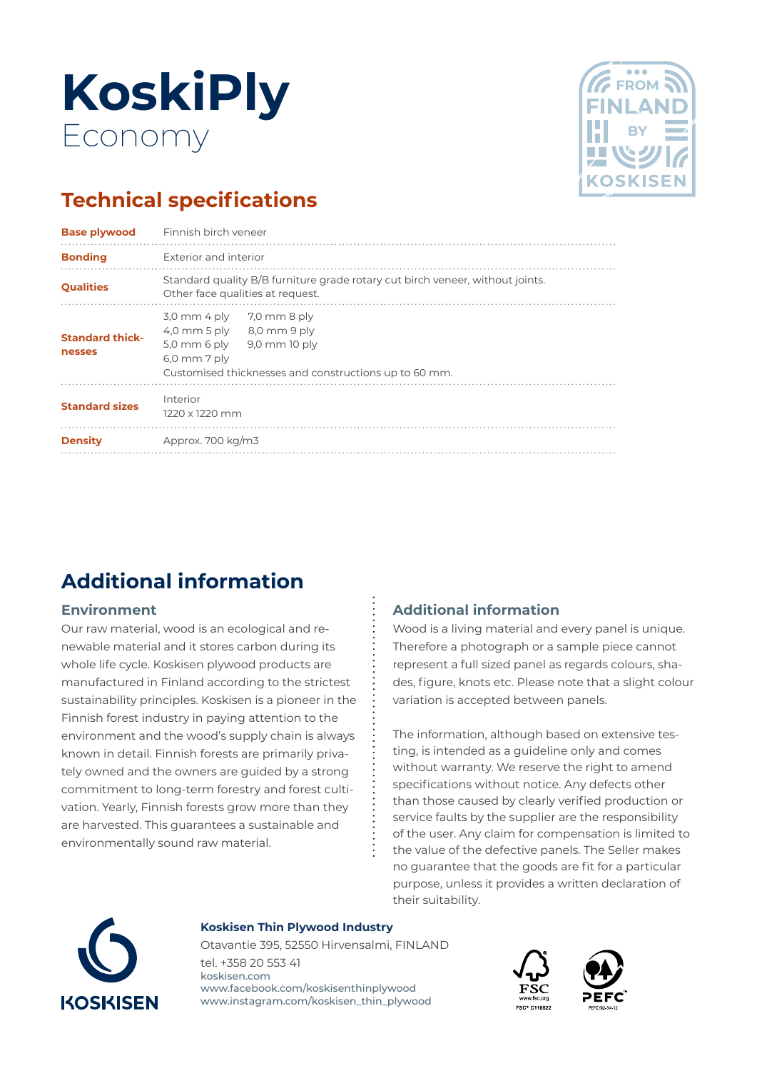# KoskiPly

Economy

## Technical specifications

| | |
|---|---|
| **Base plywood** | Finnish birch veneer |
| **Bonding** | Exterior and interior |
| **Qualities** | Standard quality B/B furniture grade rotary cut birch veneer, without joints. Other face qualities at request. |
| **Standard thicknesses** | 3,0 mm 4 ply<br>4,0 mm 5 ply<br>5,0 mm 6 ply<br>6,0 mm 7 ply<br>7,0 mm 8 ply<br>8,0 mm 9 ply<br>9,0 mm 10 ply<br>Customised thicknesses and constructions up to 60 mm. |
| **Standard sizes** | Interior<br>1220 x 1220 mm |
| **Density** | Approx. 700 kg/m3 |

## Additional information

### Environment

Our raw material, wood is an ecological and renewable material and it stores carbon during its whole life cycle. Koskisen plywood products are manufactured in Finland according to the strictest sustainability principles. Koskisen is a pioneer in the Finnish forest industry in paying attention to the environment and the wood's supply chain is always known in detail. Finnish forests are primarily privately owned and the owners are guided by a strong commitment to long-term forestry and forest cultivation. Yearly, Finnish forests grow more than they are harvested. This guarantees a sustainable and environmentally sound raw material.

### Additional information

Wood is a living material and every panel is unique. Therefore a photograph or a sample piece cannot represent a full sized panel as regards colours, shades, figure, knots etc. Please note that a slight colour variation is accepted between panels.

The information, although based on extensive testing, is intended as a guideline only and comes without warranty. We reserve the right to amend specifications without notice. Any defects other than those caused by clearly verified production or service faults by the supplier are the responsibility of the user. Any claim for compensation is limited to the value of the defective panels. The Seller makes no guarantee that the goods are fit for a particular purpose, unless it provides a written declaration of their suitability.

**Koskisen Thin Plywood Industry**

Otavantie 395, 52550 Hirvensalmi, FINLAND

tel. +358 20 553 41

koskisen.com

www.facebook.com/koskisenthinplywood

www.instagram.com/koskisen_thin_plywood

FSC® C116522

PEFC/02-34-12